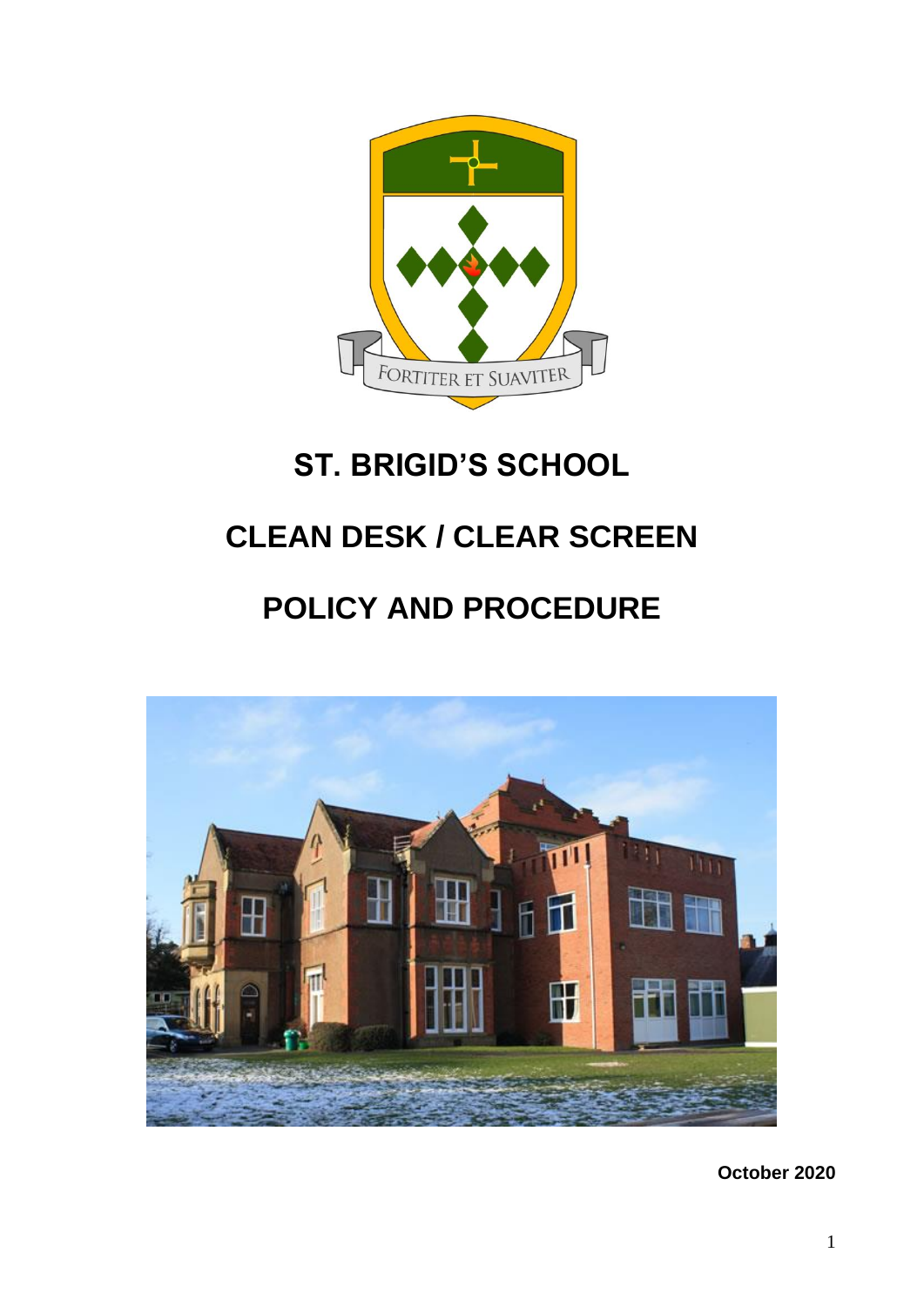# ST. BRIGID'S SCHOOL

# CLEAN DESK / CLEAR SCREEN

# POLICY AND PROCEDURE

**October 2020**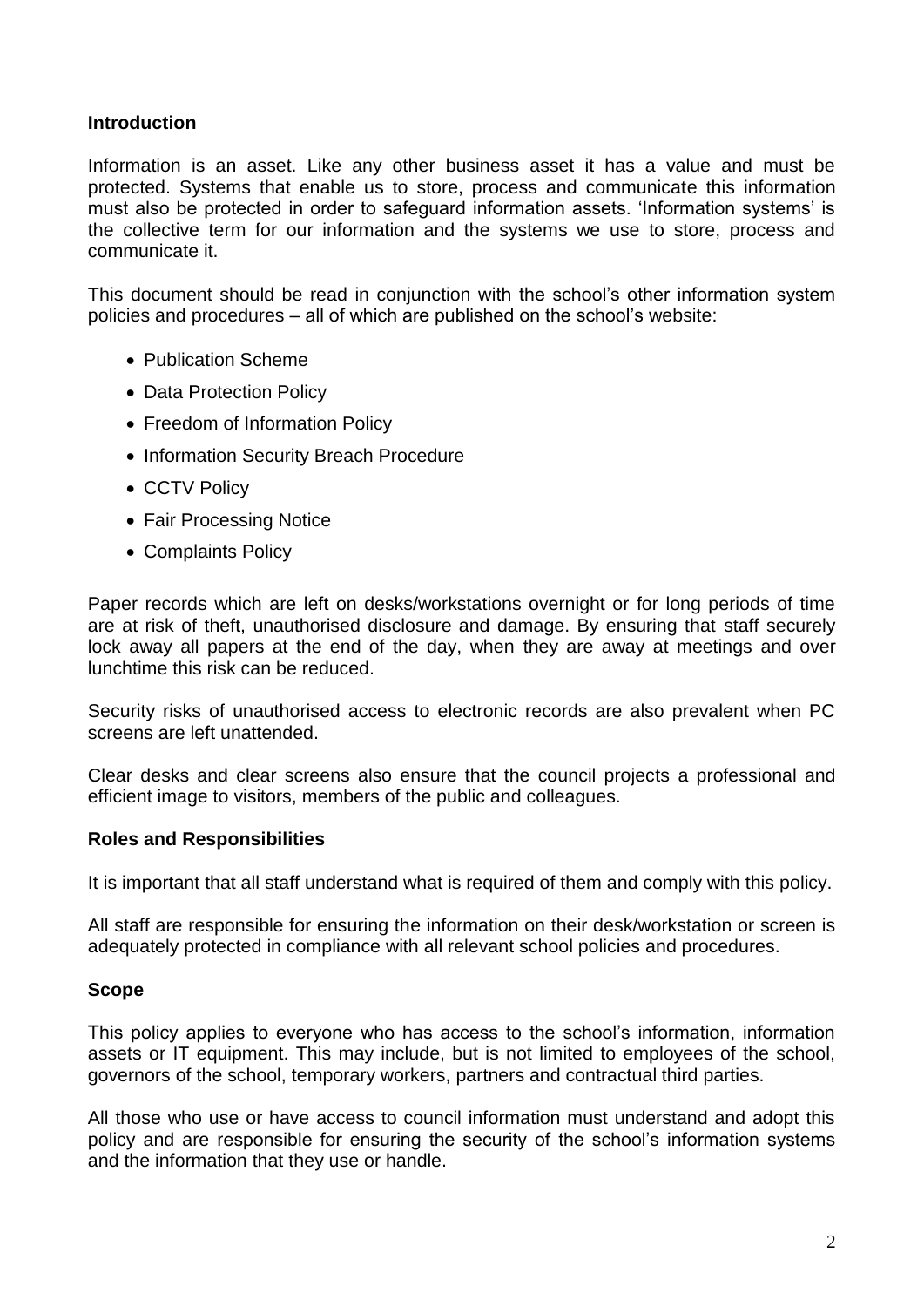## Introduction

Information is an asset. Like any other business asset it has a value and must be protected. Systems that enable us to store, process and communicate this information must also be protected in order to safeguard information assets. 'Information systems' is the collective term for our information and the systems we use to store, process and communicate it.

This document should be read in conjunction with the school's other information system policies and procedures – all of which are published on the school's website:

- Publication Scheme
- Data Protection Policy
- Freedom of Information Policy
- Information Security Breach Procedure
- CCTV Policy
- Fair Processing Notice
- Complaints Policy

Paper records which are left on desks/workstations overnight or for long periods of time are at risk of theft, unauthorised disclosure and damage. By ensuring that staff securely lock away all papers at the end of the day, when they are away at meetings and over lunchtime this risk can be reduced.

Security risks of unauthorised access to electronic records are also prevalent when PC screens are left unattended.

Clear desks and clear screens also ensure that the council projects a professional and efficient image to visitors, members of the public and colleagues.

## Roles and Responsibilities

It is important that all staff understand what is required of them and comply with this policy.

All staff are responsible for ensuring the information on their desk/workstation or screen is adequately protected in compliance with all relevant school policies and procedures.

## Scope

This policy applies to everyone who has access to the school's information, information assets or IT equipment. This may include, but is not limited to employees of the school, governors of the school, temporary workers, partners and contractual third parties.

All those who use or have access to council information must understand and adopt this policy and are responsible for ensuring the security of the school's information systems and the information that they use or handle.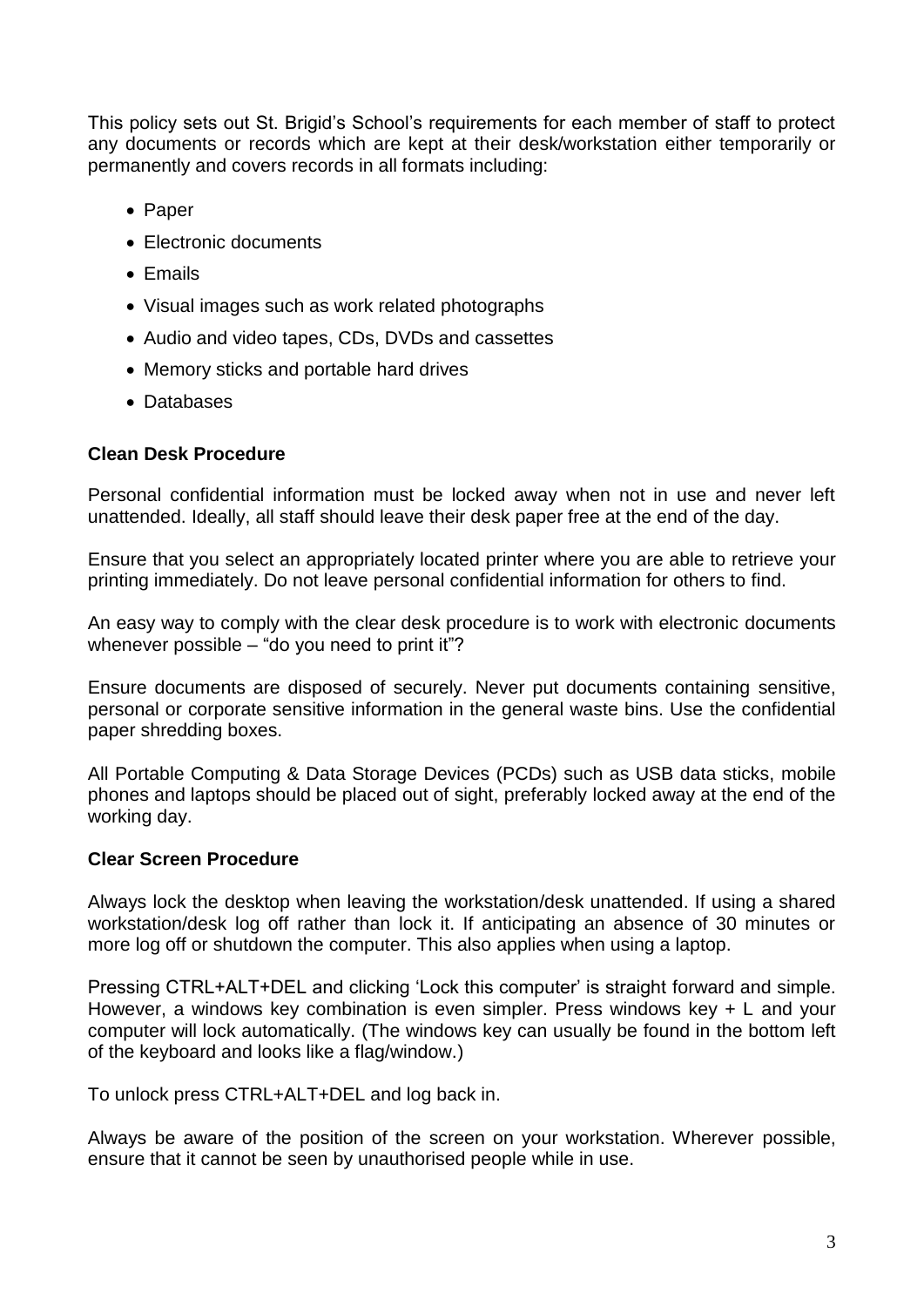This policy sets out St. Brigid's School's requirements for each member of staff to protect any documents or records which are kept at their desk/workstation either temporarily or permanently and covers records in all formats including:

- Paper
- Electronic documents
- Emails
- Visual images such as work related photographs
- Audio and video tapes, CDs, DVDs and cassettes
- Memory sticks and portable hard drives
- Databases

**Clean Desk Procedure**

Personal confidential information must be locked away when not in use and never left unattended. Ideally, all staff should leave their desk paper free at the end of the day.

Ensure that you select an appropriately located printer where you are able to retrieve your printing immediately. Do not leave personal confidential information for others to find.

An easy way to comply with the clear desk procedure is to work with electronic documents whenever possible – "do you need to print it"?

Ensure documents are disposed of securely. Never put documents containing sensitive, personal or corporate sensitive information in the general waste bins. Use the confidential paper shredding boxes.

All Portable Computing & Data Storage Devices (PCDs) such as USB data sticks, mobile phones and laptops should be placed out of sight, preferably locked away at the end of the working day.

**Clear Screen Procedure**

Always lock the desktop when leaving the workstation/desk unattended. If using a shared workstation/desk log off rather than lock it. If anticipating an absence of 30 minutes or more log off or shutdown the computer. This also applies when using a laptop.

Pressing CTRL+ALT+DEL and clicking 'Lock this computer' is straight forward and simple. However, a windows key combination is even simpler. Press windows key + L and your computer will lock automatically. (The windows key can usually be found in the bottom left of the keyboard and looks like a flag/window.)

To unlock press CTRL+ALT+DEL and log back in.

Always be aware of the position of the screen on your workstation. Wherever possible, ensure that it cannot be seen by unauthorised people while in use.